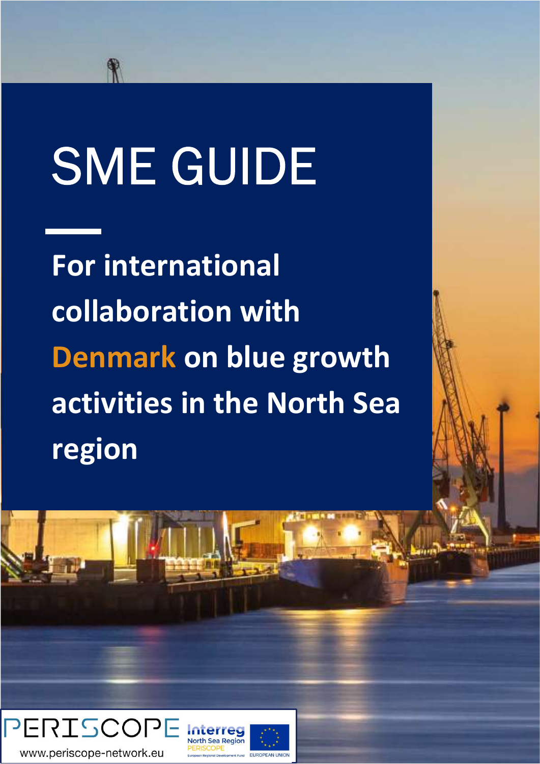# SME GUIDE

## For international collaboration with Denmark on blue growth activities in the North Sea region

PERISCOPE

www.periscope-network.eu

Interreg North Sea Region PERISCOPE

European Regional Development Fund

EUROPEAN UNION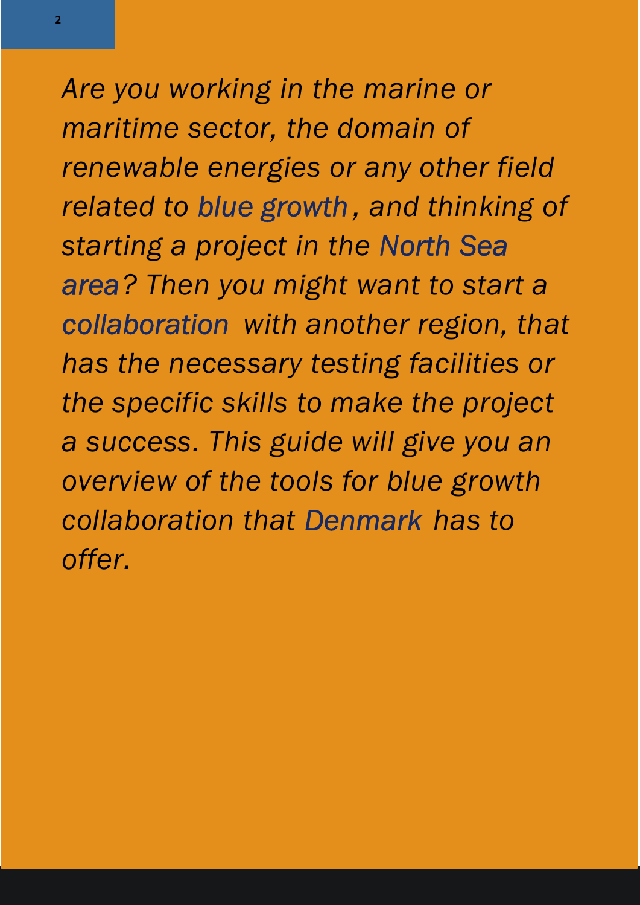*Are you working in the marine or maritime sector, the domain of renewable energies or any other field related to blue growth, and thinking of starting a project in the North Sea area? Then you might want to start a collaboration with another region, that has the necessary testing facilities or the specific skills to make the project a success. This guide will give you an overview of the tools for blue growth collaboration that Denmark has to offer.*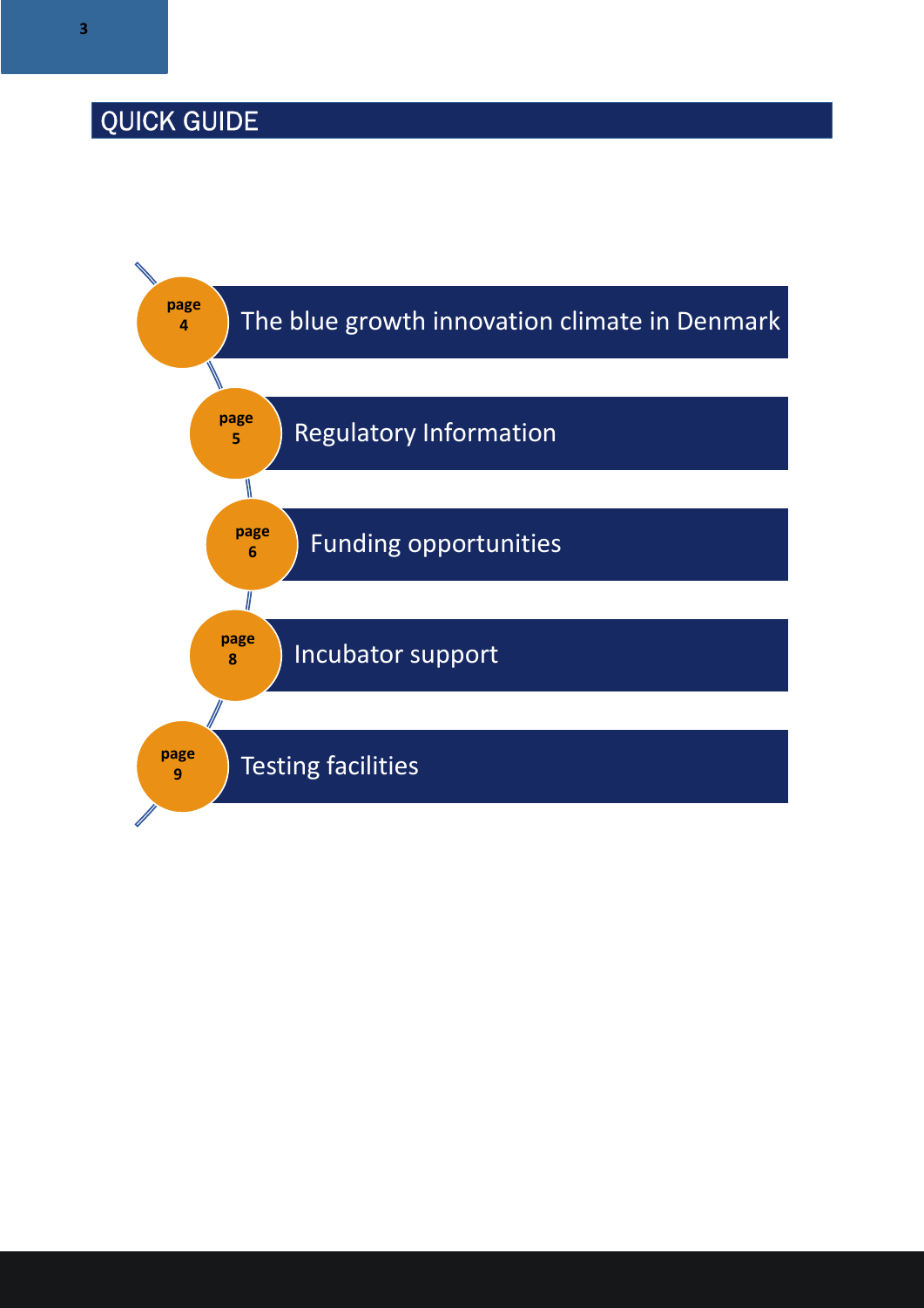# QUICK GUIDE

- page 4 — The blue growth innovation climate in Denmark
- page 5 — Regulatory Information
- page 6 — Funding opportunities
- page 8 — Incubator support
- page 9 — Testing facilities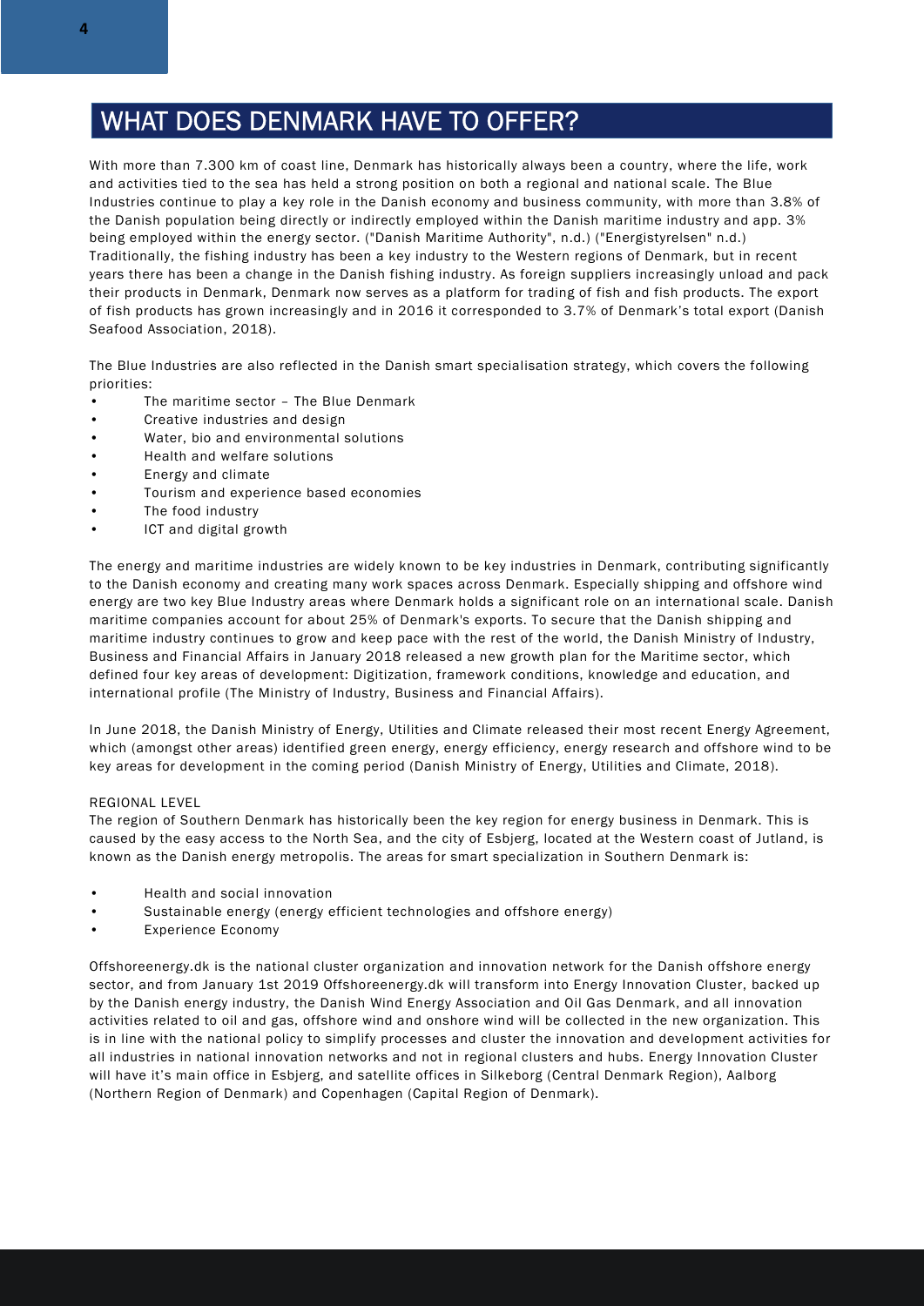# WHAT DOES DENMARK HAVE TO OFFER?

With more than 7.300 km of coast line, Denmark has historically always been a country, where the life, work and activities tied to the sea has held a strong position on both a regional and national scale. The Blue Industries continue to play a key role in the Danish economy and business community, with more than 3.8% of the Danish population being directly or indirectly employed within the Danish maritime industry and app. 3% being employed within the energy sector. ("Danish Maritime Authority", n.d.) ("Energistyrelsen" n.d.) Traditionally, the fishing industry has been a key industry to the Western regions of Denmark, but in recent years there has been a change in the Danish fishing industry. As foreign suppliers increasingly unload and pack their products in Denmark, Denmark now serves as a platform for trading of fish and fish products. The export of fish products has grown increasingly and in 2016 it corresponded to 3.7% of Denmark's total export (Danish Seafood Association, 2018).

The Blue Industries are also reflected in the Danish smart specialisation strategy, which covers the following priorities:

- The maritime sector – The Blue Denmark
- Creative industries and design
- Water, bio and environmental solutions
- Health and welfare solutions
- Energy and climate
- Tourism and experience based economies
- The food industry
- ICT and digital growth

The energy and maritime industries are widely known to be key industries in Denmark, contributing significantly to the Danish economy and creating many work spaces across Denmark. Especially shipping and offshore wind energy are two key Blue Industry areas where Denmark holds a significant role on an international scale. Danish maritime companies account for about 25% of Denmark's exports. To secure that the Danish shipping and maritime industry continues to grow and keep pace with the rest of the world, the Danish Ministry of Industry, Business and Financial Affairs in January 2018 released a new growth plan for the Maritime sector, which defined four key areas of development: Digitization, framework conditions, knowledge and education, and international profile (The Ministry of Industry, Business and Financial Affairs).

In June 2018, the Danish Ministry of Energy, Utilities and Climate released their most recent Energy Agreement, which (amongst other areas) identified green energy, energy efficiency, energy research and offshore wind to be key areas for development in the coming period (Danish Ministry of Energy, Utilities and Climate, 2018).

REGIONAL LEVEL

The region of Southern Denmark has historically been the key region for energy business in Denmark. This is caused by the easy access to the North Sea, and the city of Esbjerg, located at the Western coast of Jutland, is known as the Danish energy metropolis. The areas for smart specialization in Southern Denmark is:

- Health and social innovation
- Sustainable energy (energy efficient technologies and offshore energy)
- Experience Economy

Offshoreenergy.dk is the national cluster organization and innovation network for the Danish offshore energy sector, and from January 1st 2019 Offshoreenergy.dk will transform into Energy Innovation Cluster, backed up by the Danish energy industry, the Danish Wind Energy Association and Oil Gas Denmark, and all innovation activities related to oil and gas, offshore wind and onshore wind will be collected in the new organization. This is in line with the national policy to simplify processes and cluster the innovation and development activities for all industries in national innovation networks and not in regional clusters and hubs. Energy Innovation Cluster will have it's main office in Esbjerg, and satellite offices in Silkeborg (Central Denmark Region), Aalborg (Northern Region of Denmark) and Copenhagen (Capital Region of Denmark).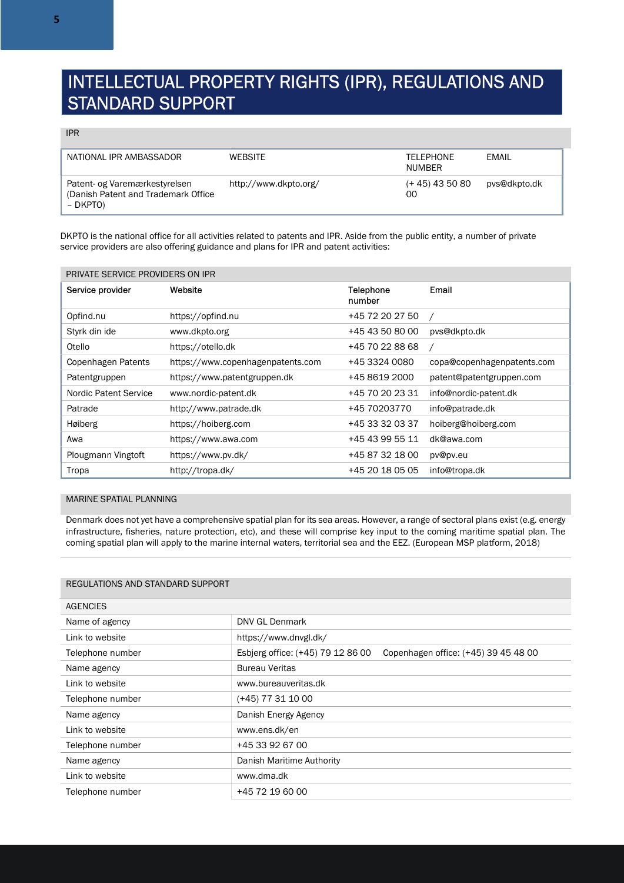# INTELLECTUAL PROPERTY RIGHTS (IPR), REGULATIONS AND STANDARD SUPPORT

## IPR

| NATIONAL IPR AMBASSADOR | WEBSITE | TELEPHONE NUMBER | EMAIL |
|---|---|---|---|
| Patent- og Varemærkestyrelsen (Danish Patent and Trademark Office – DKPTO) | http://www.dkpto.org/ | (+ 45) 43 50 80 00 | pvs@dkpto.dk |

DKPTO is the national office for all activities related to patents and IPR. Aside from the public entity, a number of private service providers are also offering guidance and plans for IPR and patent activities:

## PRIVATE SERVICE PROVIDERS ON IPR

| Service provider | Website | Telephone number | Email |
|---|---|---|---|
| Opfind.nu | https://opfind.nu | +45 72 20 27 50 | / |
| Styrk din ide | www.dkpto.org | +45 43 50 80 00 | pvs@dkpto.dk |
| Otello | https://otello.dk | +45 70 22 88 68 | / |
| Copenhagen Patents | https://www.copenhagenpatents.com | +45 3324 0080 | copa@copenhagenpatents.com |
| Patentgruppen | https://www.patentgruppen.dk | +45 8619 2000 | patent@patentgruppen.com |
| Nordic Patent Service | www.nordic-patent.dk | +45 70 20 23 31 | info@nordic-patent.dk |
| Patrade | http://www.patrade.dk | +45 70203770 | info@patrade.dk |
| Høiberg | https://hoiberg.com | +45 33 32 03 37 | hoiberg@hoiberg.com |
| Awa | https://www.awa.com | +45 43 99 55 11 | dk@awa.com |
| Plougmann Vingtoft | https://www.pv.dk/ | +45 87 32 18 00 | pv@pv.eu |
| Tropa | http://tropa.dk/ | +45 20 18 05 05 | info@tropa.dk |

## MARINE SPATIAL PLANNING

Denmark does not yet have a comprehensive spatial plan for its sea areas. However, a range of sectoral plans exist (e.g. energy infrastructure, fisheries, nature protection, etc), and these will comprise key input to the coming maritime spatial plan. The coming spatial plan will apply to the marine internal waters, territorial sea and the EEZ. (European MSP platform, 2018)

## REGULATIONS AND STANDARD SUPPORT

### AGENCIES

| | |
|---|---|
| Name of agency | DNV GL Denmark |
| Link to website | https://www.dnvgl.dk/ |
| Telephone number | Esbjerg office: (+45) 79 12 86 00 Copenhagen office: (+45) 39 45 48 00 |
| Name agency | Bureau Veritas |
| Link to website | www.bureauveritas.dk |
| Telephone number | (+45) 77 31 10 00 |
| Name agency | Danish Energy Agency |
| Link to website | www.ens.dk/en |
| Telephone number | +45 33 92 67 00 |
| Name agency | Danish Maritime Authority |
| Link to website | www.dma.dk |
| Telephone number | +45 72 19 60 00 |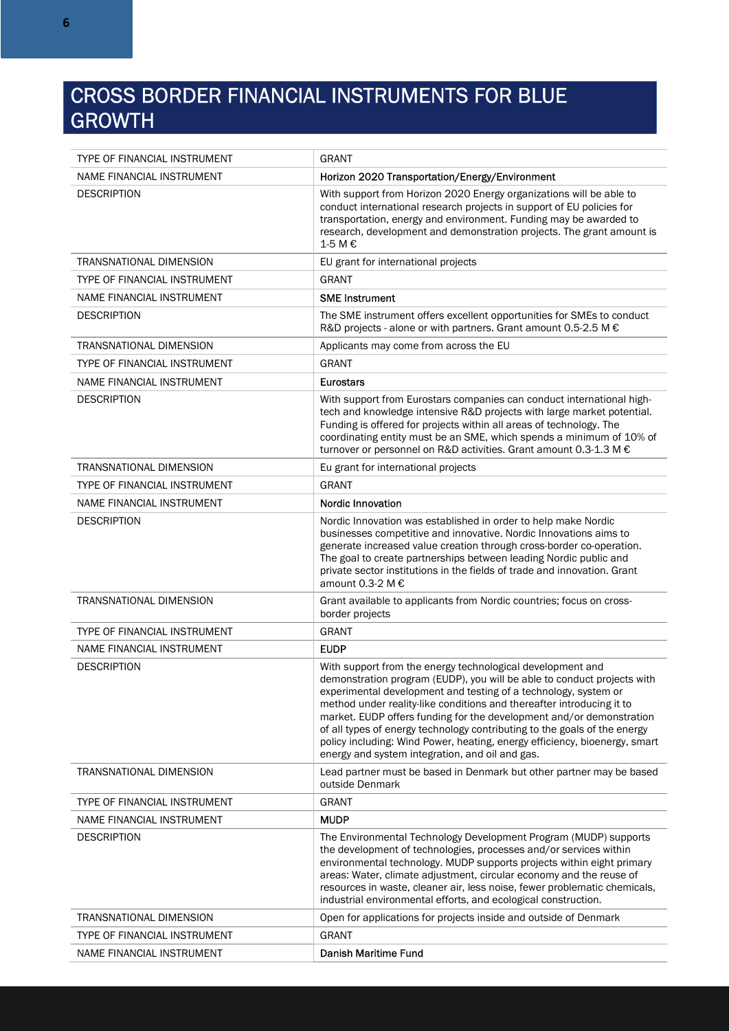# CROSS BORDER FINANCIAL INSTRUMENTS FOR BLUE GROWTH

| | |
|---|---|
| TYPE OF FINANCIAL INSTRUMENT | GRANT |
| NAME FINANCIAL INSTRUMENT | **Horizon 2020 Transportation/Energy/Environment** |
| DESCRIPTION | With support from Horizon 2020 Energy organizations will be able to conduct international research projects in support of EU policies for transportation, energy and environment. Funding may be awarded to research, development and demonstration projects. The grant amount is 1-5 M € |
| TRANSNATIONAL DIMENSION | EU grant for international projects |
| TYPE OF FINANCIAL INSTRUMENT | GRANT |
| NAME FINANCIAL INSTRUMENT | **SME Instrument** |
| DESCRIPTION | The SME instrument offers excellent opportunities for SMEs to conduct R&D projects - alone or with partners. Grant amount 0.5-2.5 M € |
| TRANSNATIONAL DIMENSION | Applicants may come from across the EU |
| TYPE OF FINANCIAL INSTRUMENT | GRANT |
| NAME FINANCIAL INSTRUMENT | **Eurostars** |
| DESCRIPTION | With support from Eurostars companies can conduct international high-tech and knowledge intensive R&D projects with large market potential. Funding is offered for projects within all areas of technology. The coordinating entity must be an SME, which spends a minimum of 10% of turnover or personnel on R&D activities. Grant amount 0.3-1.3 M € |
| TRANSNATIONAL DIMENSION | Eu grant for international projects |
| TYPE OF FINANCIAL INSTRUMENT | GRANT |
| NAME FINANCIAL INSTRUMENT | **Nordic Innovation** |
| DESCRIPTION | Nordic Innovation was established in order to help make Nordic businesses competitive and innovative. Nordic Innovations aims to generate increased value creation through cross-border co-operation. The goal to create partnerships between leading Nordic public and private sector institutions in the fields of trade and innovation. Grant amount 0.3-2 M € |
| TRANSNATIONAL DIMENSION | Grant available to applicants from Nordic countries; focus on cross-border projects |
| TYPE OF FINANCIAL INSTRUMENT | GRANT |
| NAME FINANCIAL INSTRUMENT | **EUDP** |
| DESCRIPTION | With support from the energy technological development and demonstration program (EUDP), you will be able to conduct projects with experimental development and testing of a technology, system or method under reality-like conditions and thereafter introducing it to market. EUDP offers funding for the development and/or demonstration of all types of energy technology contributing to the goals of the energy policy including: Wind Power, heating, energy efficiency, bioenergy, smart energy and system integration, and oil and gas. |
| TRANSNATIONAL DIMENSION | Lead partner must be based in Denmark but other partner may be based outside Denmark |
| TYPE OF FINANCIAL INSTRUMENT | GRANT |
| NAME FINANCIAL INSTRUMENT | **MUDP** |
| DESCRIPTION | The Environmental Technology Development Program (MUDP) supports the development of technologies, processes and/or services within environmental technology. MUDP supports projects within eight primary areas: Water, climate adjustment, circular economy and the reuse of resources in waste, cleaner air, less noise, fewer problematic chemicals, industrial environmental efforts, and ecological construction. |
| TRANSNATIONAL DIMENSION | Open for applications for projects inside and outside of Denmark |
| TYPE OF FINANCIAL INSTRUMENT | GRANT |
| NAME FINANCIAL INSTRUMENT | **Danish Maritime Fund** |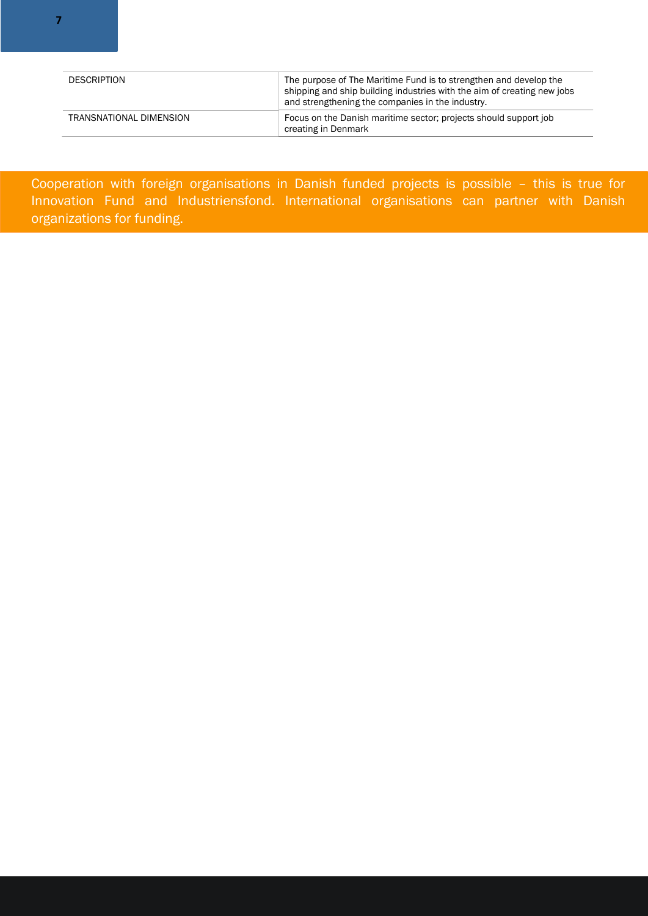| | |
|---|---|
| DESCRIPTION | The purpose of The Maritime Fund is to strengthen and develop the shipping and ship building industries with the aim of creating new jobs and strengthening the companies in the industry. |
| TRANSNATIONAL DIMENSION | Focus on the Danish maritime sector; projects should support job creating in Denmark |

Cooperation with foreign organisations in Danish funded projects is possible – this is true for Innovation Fund and Industriensfond. International organisations can partner with Danish organizations for funding.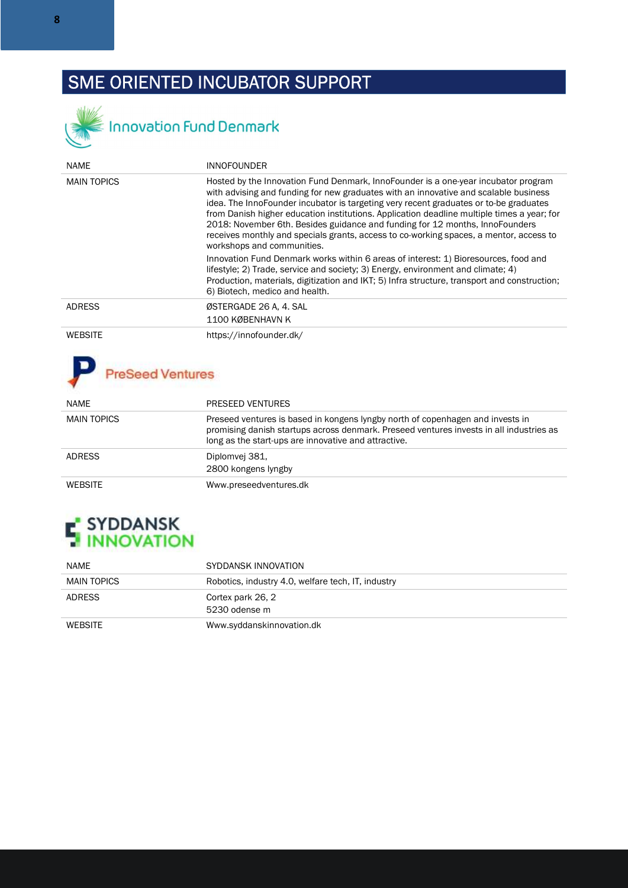# SME ORIENTED INCUBATOR SUPPORT

Innovation Fund Denmark

| NAME | INNOFOUNDER |
|---|---|
| MAIN TOPICS | Hosted by the Innovation Fund Denmark, InnoFounder is a one-year incubator program with advising and funding for new graduates with an innovative and scalable business idea. The InnoFounder incubator is targeting very recent graduates or to-be graduates from Danish higher education institutions. Application deadline multiple times a year; for 2018: November 6th. Besides guidance and funding for 12 months, InnoFounders receives monthly and specials grants, access to co-working spaces, a mentor, access to workshops and communities.<br><br>Innovation Fund Denmark works within 6 areas of interest: 1) Bioresources, food and lifestyle; 2) Trade, service and society; 3) Energy, environment and climate; 4) Production, materials, digitization and IKT; 5) Infra structure, transport and construction; 6) Biotech, medico and health. |
| ADRESS | ØSTERGADE 26 A, 4. SAL<br>1100 KØBENHAVN K |
| WEBSITE | https://innofounder.dk/ |

PreSeed Ventures

| NAME | PRESEED VENTURES |
|---|---|
| MAIN TOPICS | Preseed ventures is based in kongens lyngby north of copenhagen and invests in promising danish startups across denmark. Preseed ventures invests in all industries as long as the start-ups are innovative and attractive. |
| ADRESS | Diplomvej 381,<br>2800 kongens lyngby |
| WEBSITE | Www.preseedventures.dk |

SYDDANSK INNOVATION

| NAME | SYDDANSK INNOVATION |
|---|---|
| MAIN TOPICS | Robotics, industry 4.0, welfare tech, IT, industry |
| ADRESS | Cortex park 26, 2<br>5230 odense m |
| WEBSITE | Www.syddanskinnovation.dk |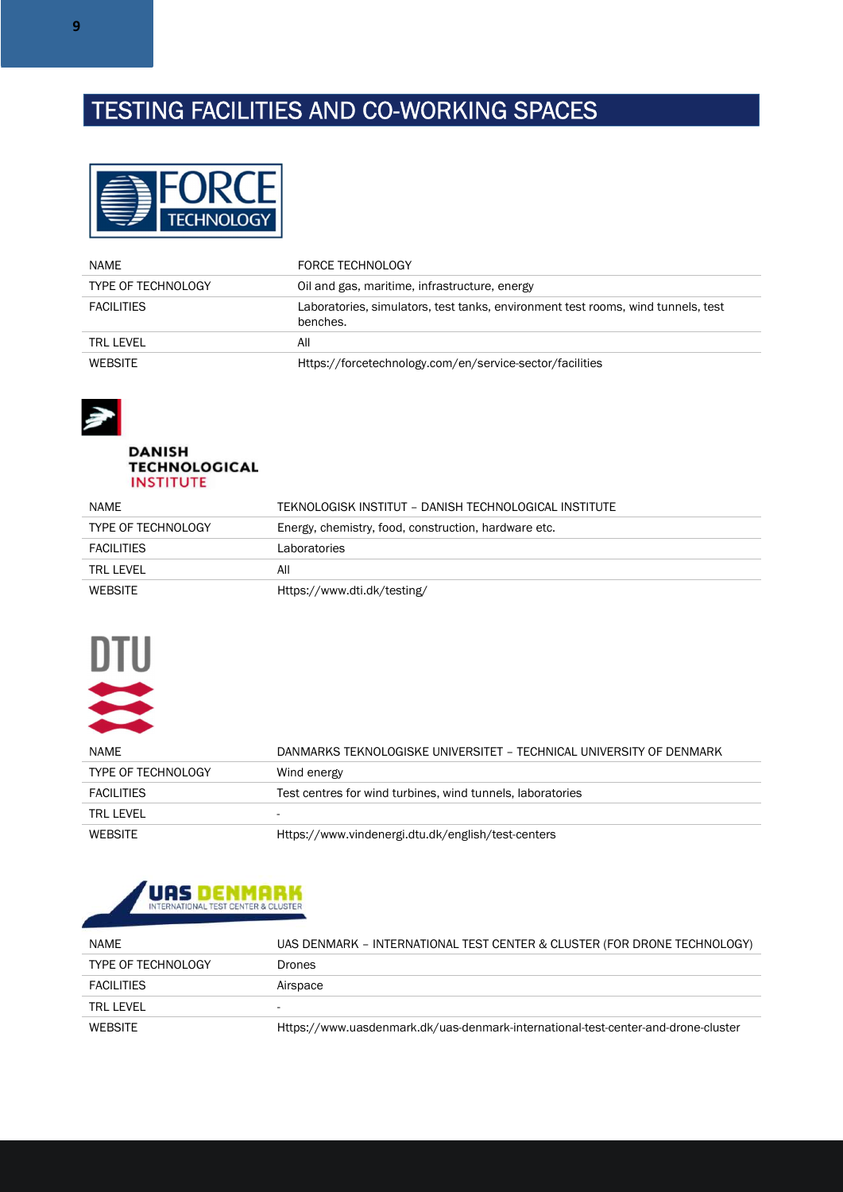# TESTING FACILITIES AND CO-WORKING SPACES

| NAME | FORCE TECHNOLOGY |
|---|---|
| TYPE OF TECHNOLOGY | Oil and gas, maritime, infrastructure, energy |
| FACILITIES | Laboratories, simulators, test tanks, environment test rooms, wind tunnels, test benches. |
| TRL LEVEL | All |
| WEBSITE | Https://forcetechnology.com/en/service-sector/facilities |

| NAME | TEKNOLOGISK INSTITUT – DANISH TECHNOLOGICAL INSTITUTE |
|---|---|
| TYPE OF TECHNOLOGY | Energy, chemistry, food, construction, hardware etc. |
| FACILITIES | Laboratories |
| TRL LEVEL | All |
| WEBSITE | Https://www.dti.dk/testing/ |

| NAME | DANMARKS TEKNOLOGISKE UNIVERSITET – TECHNICAL UNIVERSITY OF DENMARK |
|---|---|
| TYPE OF TECHNOLOGY | Wind energy |
| FACILITIES | Test centres for wind turbines, wind tunnels, laboratories |
| TRL LEVEL | - |
| WEBSITE | Https://www.vindenergi.dtu.dk/english/test-centers |

| NAME | UAS DENMARK – INTERNATIONAL TEST CENTER & CLUSTER (FOR DRONE TECHNOLOGY) |
|---|---|
| TYPE OF TECHNOLOGY | Drones |
| FACILITIES | Airspace |
| TRL LEVEL | - |
| WEBSITE | Https://www.uasdenmark.dk/uas-denmark-international-test-center-and-drone-cluster |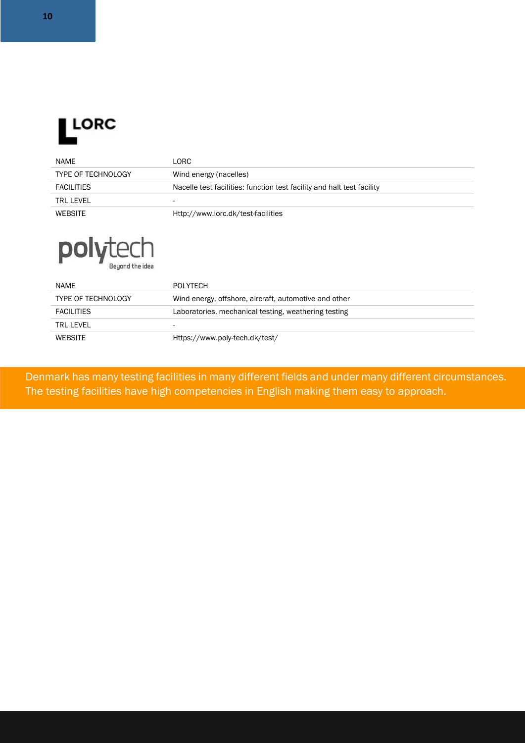| NAME | LORC |
|---|---|
| TYPE OF TECHNOLOGY | Wind energy (nacelles) |
| FACILITIES | Nacelle test facilities: function test facility and halt test facility |
| TRL LEVEL | - |
| WEBSITE | Http://www.lorc.dk/test-facilities |

| NAME | POLYTECH |
|---|---|
| TYPE OF TECHNOLOGY | Wind energy, offshore, aircraft, automotive and other |
| FACILITIES | Laboratories, mechanical testing, weathering testing |
| TRL LEVEL | - |
| WEBSITE | Https://www.poly-tech.dk/test/ |

Denmark has many testing facilities in many different fields and under many different circumstances. The testing facilities have high competencies in English making them easy to approach.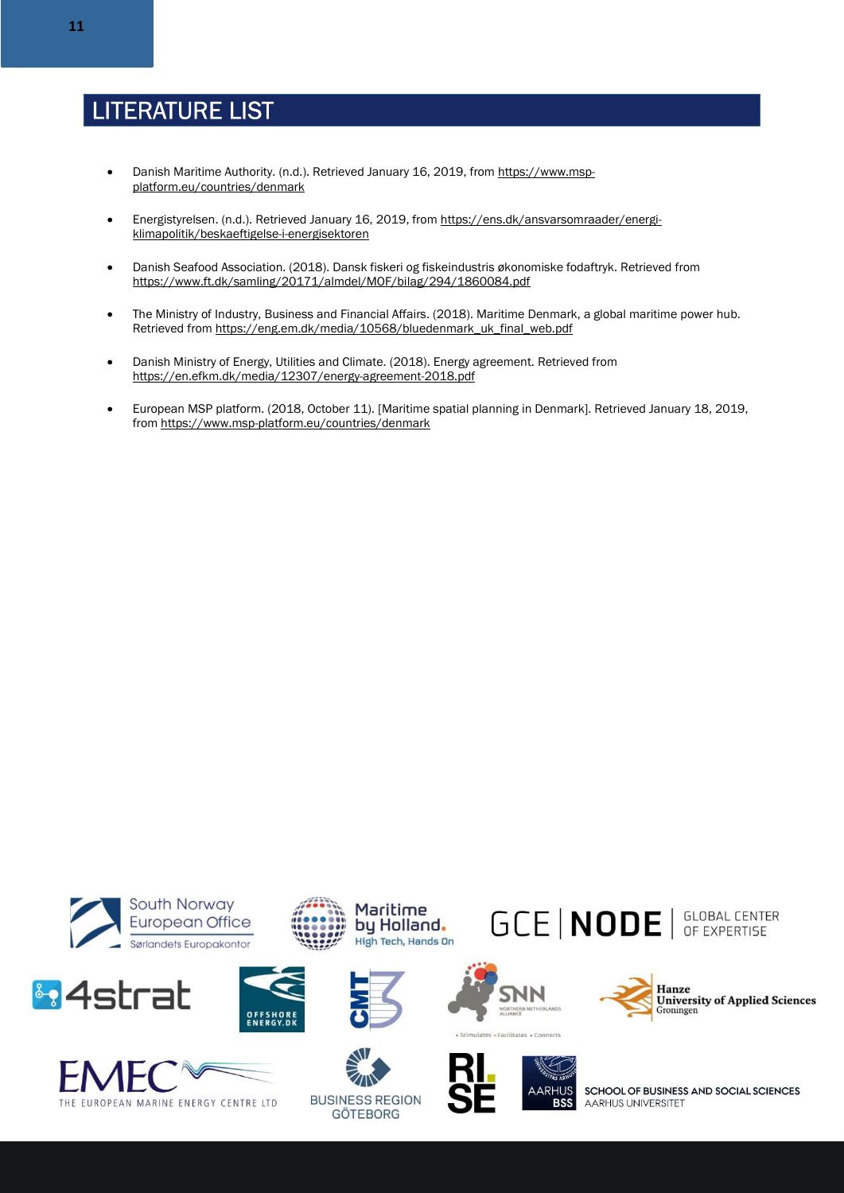# LITERATURE LIST

- Danish Maritime Authority. (n.d.). Retrieved January 16, 2019, from https://www.msp-platform.eu/countries/denmark
- Energistyrelsen. (n.d.). Retrieved January 16, 2019, from https://ens.dk/ansvarsomraader/energi-klimapolitik/beskaeftigelse-i-energisektoren
- Danish Seafood Association. (2018). Dansk fiskeri og fiskeindustris økonomiske fodaftryk. Retrieved from https://www.ft.dk/samling/20171/almdel/MOF/bilag/294/1860084.pdf
- The Ministry of Industry, Business and Financial Affairs. (2018). Maritime Denmark, a global maritime power hub. Retrieved from https://eng.em.dk/media/10568/bluedenmark_uk_final_web.pdf
- Danish Ministry of Energy, Utilities and Climate. (2018). Energy agreement. Retrieved from https://en.efkm.dk/media/12307/energy-agreement-2018.pdf
- European MSP platform. (2018, October 11). [Maritime spatial planning in Denmark]. Retrieved January 18, 2019, from https://www.msp-platform.eu/countries/denmark